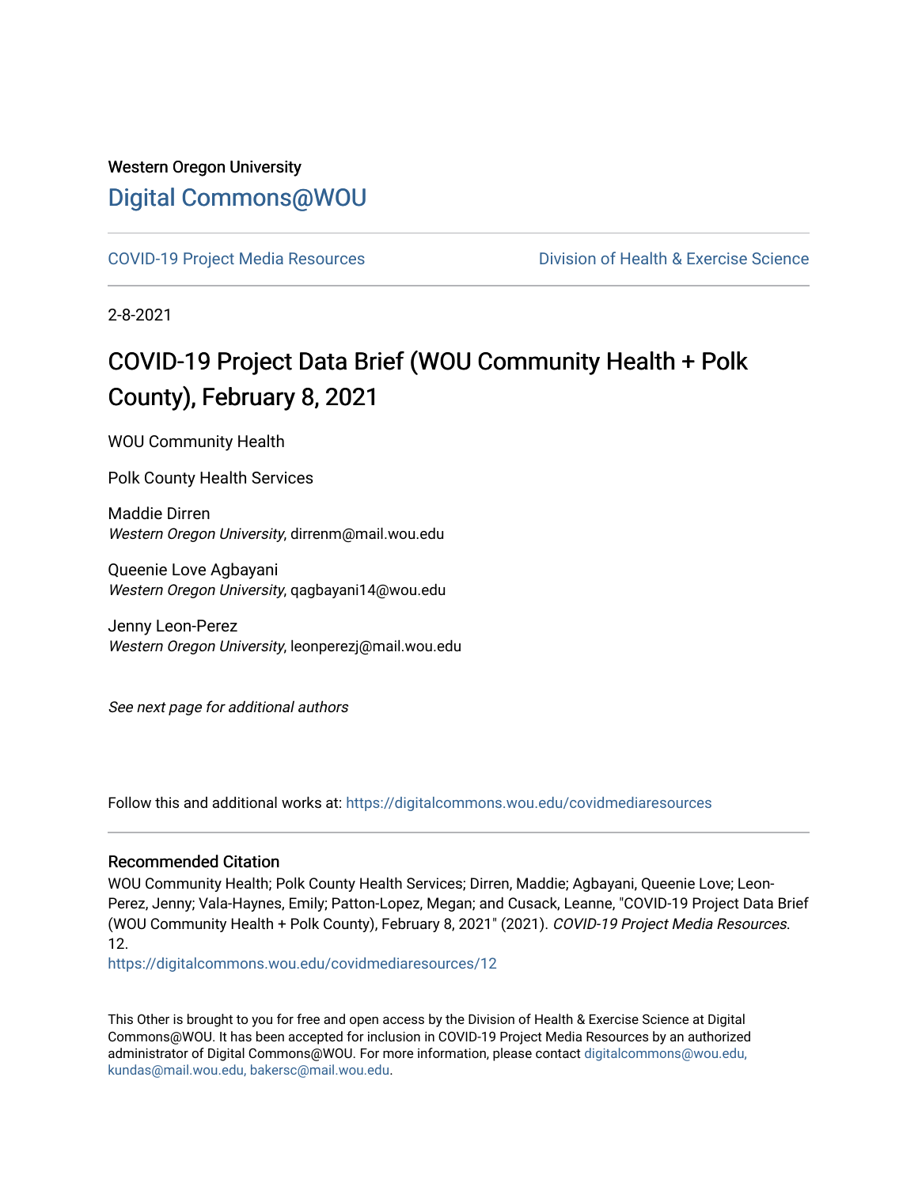Western Oregon University

# Digital Commons@WOU

COVID-19 Project Media Resources | Division of Health & Exercise Science

2-8-2021

## COVID-19 Project Data Brief (WOU Community Health + Polk County), February 8, 2021

WOU Community Health

Polk County Health Services

Maddie Dirren
*Western Oregon University*, dirrenm@mail.wou.edu

Queenie Love Agbayani
*Western Oregon University*, qagbayani14@wou.edu

Jenny Leon-Perez
*Western Oregon University*, leonperezj@mail.wou.edu

*See next page for additional authors*

Follow this and additional works at: https://digitalcommons.wou.edu/covidmediaresources

### Recommended Citation

WOU Community Health; Polk County Health Services; Dirren, Maddie; Agbayani, Queenie Love; Leon-Perez, Jenny; Vala-Haynes, Emily; Patton-Lopez, Megan; and Cusack, Leanne, "COVID-19 Project Data Brief (WOU Community Health + Polk County), February 8, 2021" (2021). *COVID-19 Project Media Resources.* 12.
https://digitalcommons.wou.edu/covidmediaresources/12

This Other is brought to you for free and open access by the Division of Health & Exercise Science at Digital Commons@WOU. It has been accepted for inclusion in COVID-19 Project Media Resources by an authorized administrator of Digital Commons@WOU. For more information, please contact digitalcommons@wou.edu, kundas@mail.wou.edu, bakersc@mail.wou.edu.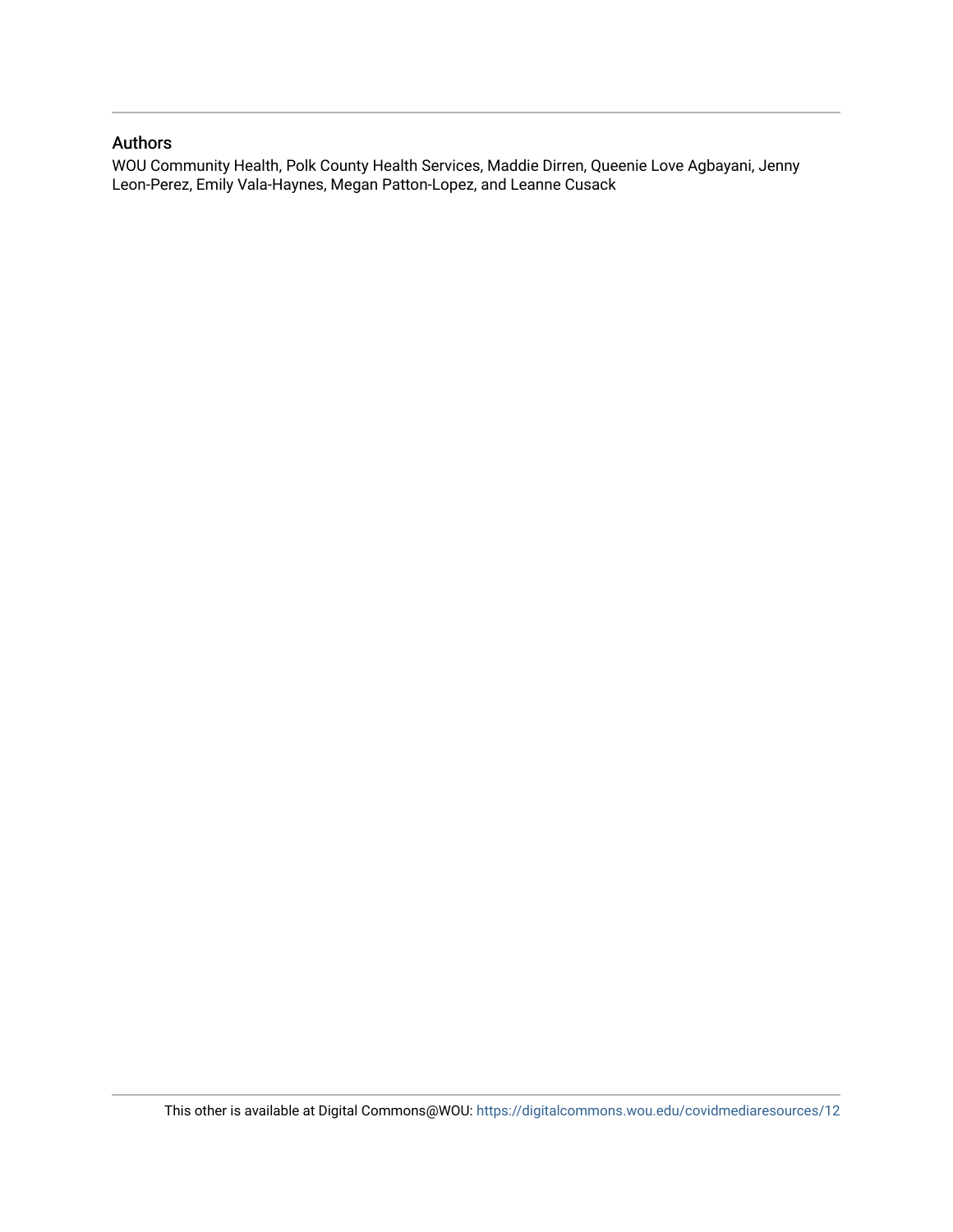## Authors

WOU Community Health, Polk County Health Services, Maddie Dirren, Queenie Love Agbayani, Jenny Leon-Perez, Emily Vala-Haynes, Megan Patton-Lopez, and Leanne Cusack

This other is available at Digital Commons@WOU: https://digitalcommons.wou.edu/covidmediaresources/12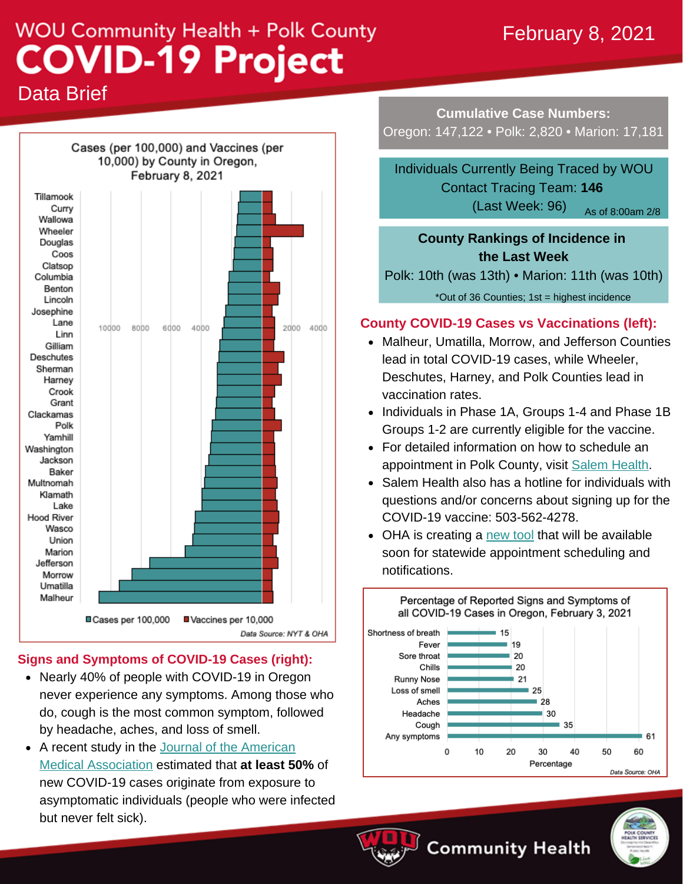# WOU Community Health + Polk County
# COVID-19 Project
## Data Brief

February 8, 2021

**Cumulative Case Numbers:**
Oregon: 147,122 • Polk: 2,820 • Marion: 17,181

Individuals Currently Being Traced by WOU Contact Tracing Team: **146**
(Last Week: 96) As of 8:00am 2/8

**County Rankings of Incidence in the Last Week**
Polk: 10th (was 13th) • Marion: 11th (was 10th)
*Out of 36 Counties; 1st = highest incidence

Cases (per 100,000) and Vaccines (per 10,000) by County in Oregon, February 8, 2021

Counties (top to bottom): Tillamook, Curry, Wallowa, Wheeler, Douglas, Coos, Clatsop, Columbia, Benton, Lincoln, Josephine, Lane, Linn, Gilliam, Deschutes, Sherman, Harney, Crook, Grant, Clackamas, Polk, Yamhill, Washington, Jackson, Baker, Multnomah, Klamath, Lake, Hood River, Wasco, Union, Marion, Jefferson, Morrow, Umatilla, Malheur

Cases per 100,000 | Vaccines per 10,000

Data Source: NYT & OHA

### County COVID-19 Cases vs Vaccinations (left):

- Malheur, Umatilla, Morrow, and Jefferson Counties lead in total COVID-19 cases, while Wheeler, Deschutes, Harney, and Polk Counties lead in vaccination rates.
- Individuals in Phase 1A, Groups 1-4 and Phase 1B Groups 1-2 are currently eligible for the vaccine.
- For detailed information on how to schedule an appointment in Polk County, visit Salem Health.
- Salem Health also has a hotline for individuals with questions and/or concerns about signing up for the COVID-19 vaccine: 503-562-4278.
- OHA is creating a new tool that will be available soon for statewide appointment scheduling and notifications.

### Signs and Symptoms of COVID-19 Cases (right):

- Nearly 40% of people with COVID-19 in Oregon never experience any symptoms. Among those who do, cough is the most common symptom, followed by headache, aches, and loss of smell.
- A recent study in the Journal of the American Medical Association estimated that **at least 50%** of new COVID-19 cases originate from exposure to asymptomatic individuals (people who were infected but never felt sick).

Percentage of Reported Signs and Symptoms of all COVID-19 Cases in Oregon, February 3, 2021

| Symptom | Percentage |
|---|---|
| Shortness of breath | 15 |
| Fever | 19 |
| Sore throat | 20 |
| Chills | 20 |
| Runny Nose | 21 |
| Loss of smell | 25 |
| Aches | 28 |
| Headache | 30 |
| Cough | 35 |
| Any symptoms | 61 |

Data Source: OHA

Community Health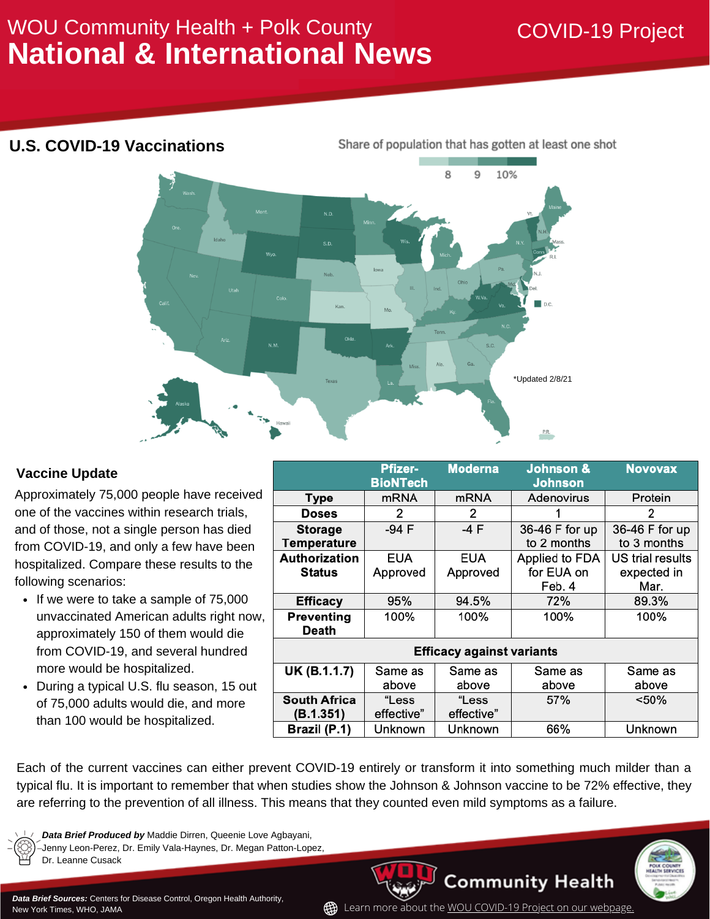# WOU Community Health + Polk County
# National & International News

COVID-19 Project

## U.S. COVID-19 Vaccinations

Share of population that has gotten at least one shot

8 9 10%

Wash. Ore. Calif. Idaho Nev. Mont. Wyo. Utah Ariz. Colo. N.M. N.D. S.D. Neb. Kan. Okla. Texas Minn. Iowa Mo. Ark. La. Wis. Ill. Mich. Ind. Ohio Ky. Tenn. Miss. Ala. Ga. Fla. S.C. N.C. Va. W.Va. Pa. N.Y. Vt. N.H. Maine Mass. Conn. R.I. N.J. Del. Md. D.C. Alaska Hawaii P.R.

*Updated 2/8/21

### Vaccine Update

Approximately 75,000 people have received one of the vaccines within research trials, and of those, not a single person has died from COVID-19, and only a few have been hospitalized. Compare these results to the following scenarios:

- If we were to take a sample of 75,000 unvaccinated American adults right now, approximately 150 of them would die from COVID-19, and several hundred more would be hospitalized.
- During a typical U.S. flu season, 15 out of 75,000 adults would die, and more than 100 would be hospitalized.

| | Pfizer-BioNTech | Moderna | Johnson & Johnson | Novovax |
|---|---|---|---|---|
| **Type** | mRNA | mRNA | Adenovirus | Protein |
| **Doses** | 2 | 2 | 1 | 2 |
| **Storage Temperature** | -94 F | -4 F | 36-46 F for up to 2 months | 36-46 F for up to 3 months |
| **Authorization Status** | EUA Approved | EUA Approved | Applied to FDA for EUA on Feb. 4 | US trial results expected in Mar. |
| **Efficacy** | 95% | 94.5% | 72% | 89.3% |
| **Preventing Death** | 100% | 100% | 100% | 100% |
| **Efficacy against variants** | | | | |
| **UK (B.1.1.7)** | Same as above | Same as above | Same as above | Same as above |
| **South Africa (B.1.351)** | "Less effective" | "Less effective" | 57% | <50% |
| **Brazil (P.1)** | Unknown | Unknown | 66% | Unknown |

Each of the current vaccines can either prevent COVID-19 entirely or transform it into something much milder than a typical flu. It is important to remember that when studies show the Johnson & Johnson vaccine to be 72% effective, they are referring to the prevention of all illness. This means that they counted even mild symptoms as a failure.

***Data Brief Produced by*** Maddie Dirren, Queenie Love Agbayani, Jenny Leon-Perez, Dr. Emily Vala-Haynes, Dr. Megan Patton-Lopez, Dr. Leanne Cusack

***Data Brief Sources:*** Centers for Disease Control, Oregon Health Authority, New York Times, WHO, JAMA

Community Health

Learn more about the WOU COVID-19 Project on our webpage.